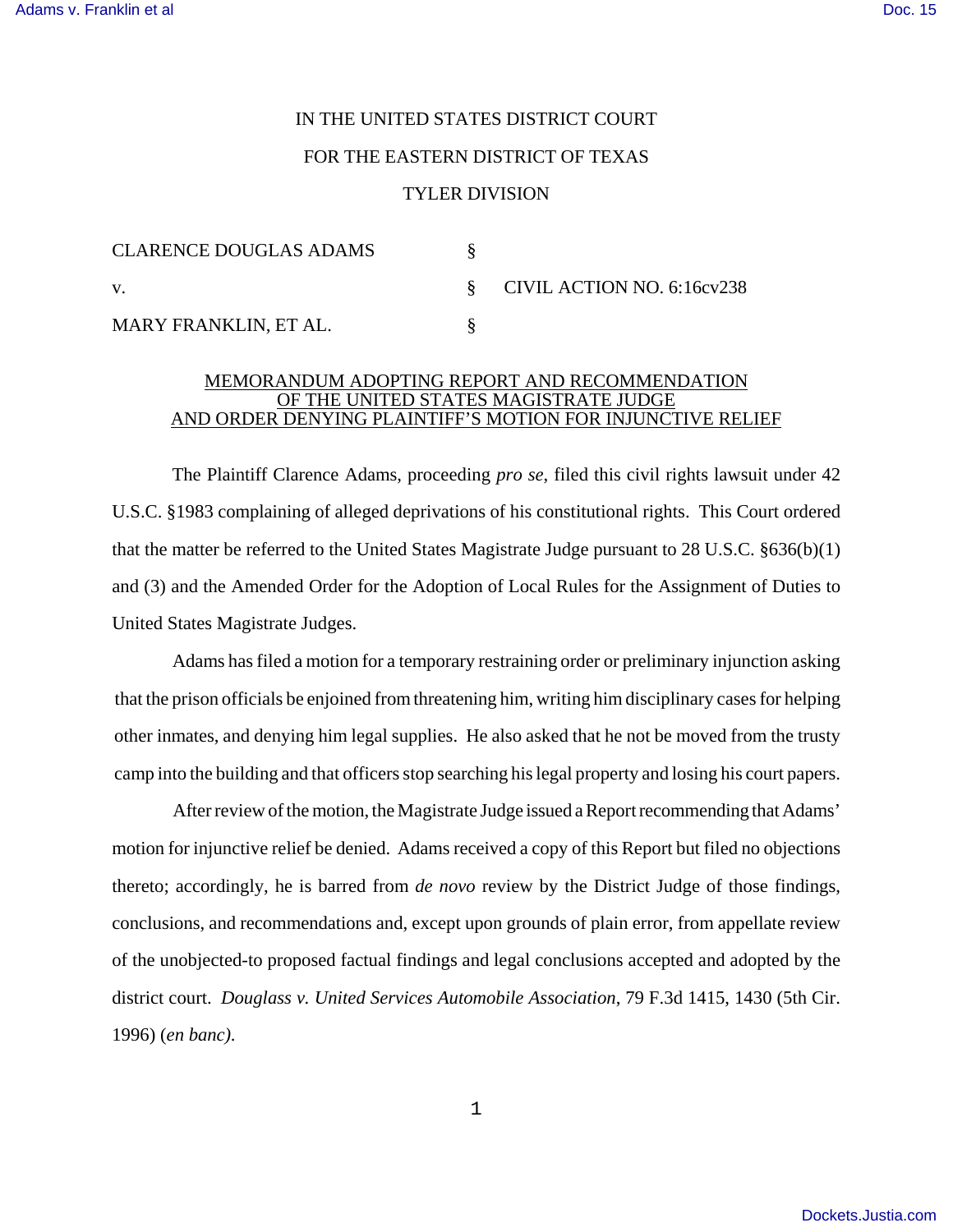IN THE UNITED STATES DISTRICT COURT

FOR THE EASTERN DISTRICT OF TEXAS

TYLER DIVISION

| | | |
|---|---|---|
| CLARENCE DOUGLAS ADAMS | § | |
| v. | § | CIVIL ACTION NO. 6:16cv238 |
| MARY FRANKLIN, ET AL. | § | |

MEMORANDUM ADOPTING REPORT AND RECOMMENDATION
OF THE UNITED STATES MAGISTRATE JUDGE
AND ORDER DENYING PLAINTIFF'S MOTION FOR INJUNCTIVE RELIEF

The Plaintiff Clarence Adams, proceeding *pro se*, filed this civil rights lawsuit under 42 U.S.C. §1983 complaining of alleged deprivations of his constitutional rights. This Court ordered that the matter be referred to the United States Magistrate Judge pursuant to 28 U.S.C. §636(b)(1) and (3) and the Amended Order for the Adoption of Local Rules for the Assignment of Duties to United States Magistrate Judges.

Adams has filed a motion for a temporary restraining order or preliminary injunction asking that the prison officials be enjoined from threatening him, writing him disciplinary cases for helping other inmates, and denying him legal supplies. He also asked that he not be moved from the trusty camp into the building and that officers stop searching his legal property and losing his court papers.

After review of the motion, the Magistrate Judge issued a Report recommending that Adams' motion for injunctive relief be denied. Adams received a copy of this Report but filed no objections thereto; accordingly, he is barred from *de novo* review by the District Judge of those findings, conclusions, and recommendations and, except upon grounds of plain error, from appellate review of the unobjected-to proposed factual findings and legal conclusions accepted and adopted by the district court. *Douglass v. United Services Automobile Association*, 79 F.3d 1415, 1430 (5th Cir. 1996) (*en banc*).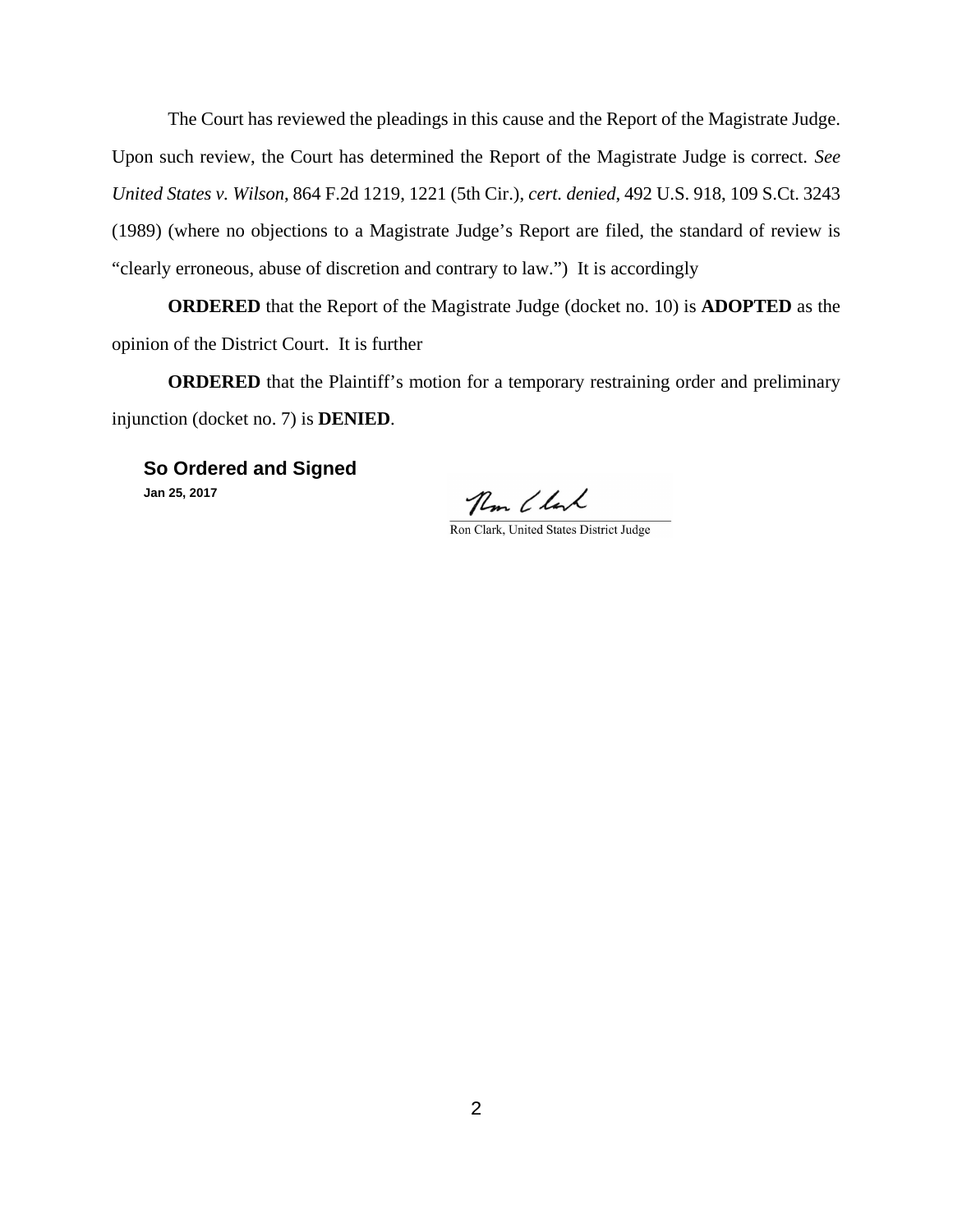The Court has reviewed the pleadings in this cause and the Report of the Magistrate Judge. Upon such review, the Court has determined the Report of the Magistrate Judge is correct. *See United States v. Wilson*, 864 F.2d 1219, 1221 (5th Cir.), *cert. denied*, 492 U.S. 918, 109 S.Ct. 3243 (1989) (where no objections to a Magistrate Judge's Report are filed, the standard of review is "clearly erroneous, abuse of discretion and contrary to law.") It is accordingly

**ORDERED** that the Report of the Magistrate Judge (docket no. 10) is **ADOPTED** as the opinion of the District Court. It is further

**ORDERED** that the Plaintiff's motion for a temporary restraining order and preliminary injunction (docket no. 7) is **DENIED**.

**So Ordered and Signed**

**Jan 25, 2017**

Ron Clark, United States District Judge